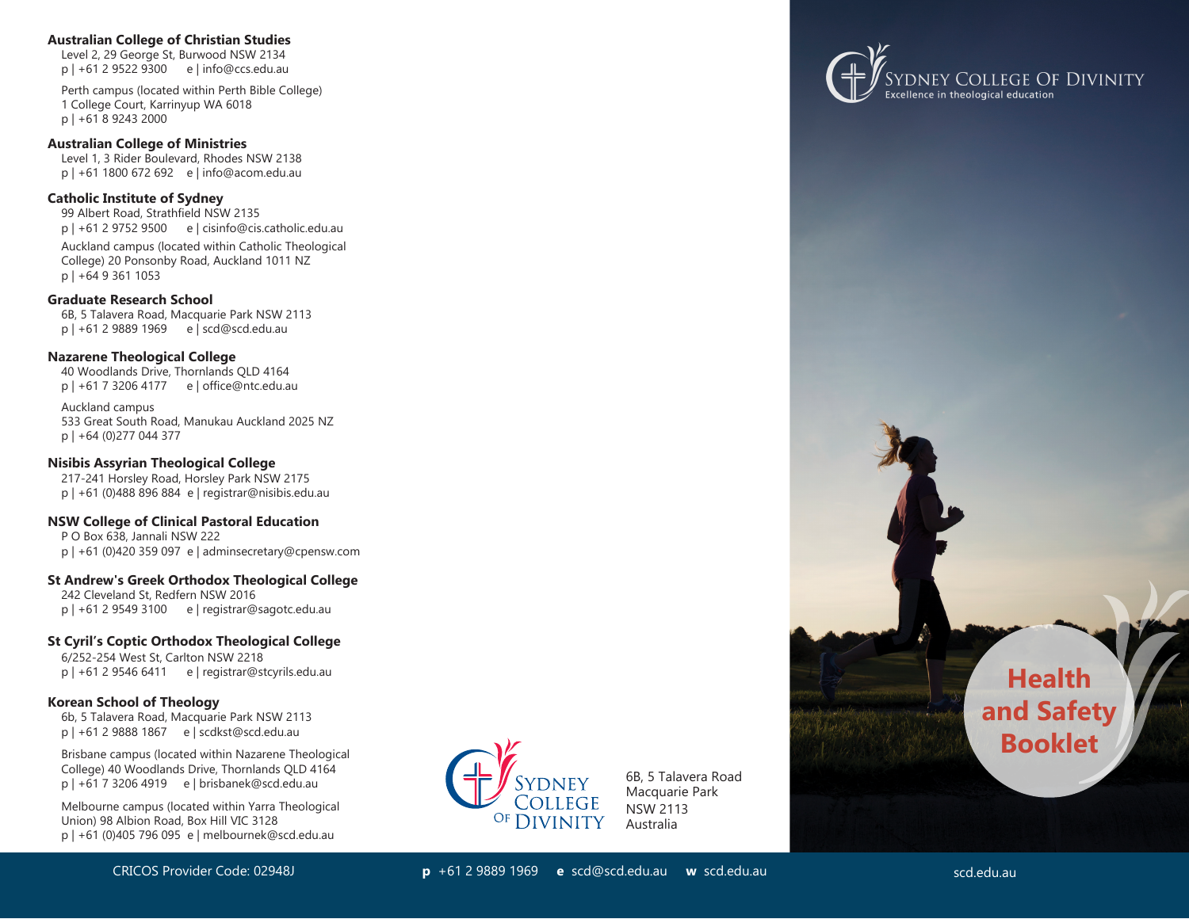**Australian College of Christian Studies**
Level 2, 29 George St, Burwood NSW 2134
p | +61 2 9522 9300 e | info@ccs.edu.au

Perth campus (located within Perth Bible College)
1 College Court, Karrinyup WA 6018
p | +61 8 9243 2000

**Australian College of Ministries**
Level 1, 3 Rider Boulevard, Rhodes NSW 2138
p | +61 1800 672 692 e | info@acom.edu.au

**Catholic Institute of Sydney**
99 Albert Road, Strathfield NSW 2135
p | +61 2 9752 9500 e | cisinfo@cis.catholic.edu.au

Auckland campus (located within Catholic Theological College) 20 Ponsonby Road, Auckland 1011 NZ
p | +64 9 361 1053

**Graduate Research School**
6B, 5 Talavera Road, Macquarie Park NSW 2113
p | +61 2 9889 1969 e | scd@scd.edu.au

**Nazarene Theological College**
40 Woodlands Drive, Thornlands QLD 4164
p | +61 7 3206 4177 e | office@ntc.edu.au

Auckland campus
533 Great South Road, Manukau Auckland 2025 NZ
p | +64 (0)277 044 377

**Nisibis Assyrian Theological College**
217-241 Horsley Road, Horsley Park NSW 2175
p | +61 (0)488 896 884 e | registrar@nisibis.edu.au

**NSW College of Clinical Pastoral Education**
P O Box 638, Jannali NSW 222
p | +61 (0)420 359 097 e | adminsecretary@cpensw.com

**St Andrew's Greek Orthodox Theological College**
242 Cleveland St, Redfern NSW 2016
p | +61 2 9549 3100 e | registrar@sagotc.edu.au

**St Cyril's Coptic Orthodox Theological College**
6/252-254 West St, Carlton NSW 2218
p | +61 2 9546 6411 e | registrar@stcyrils.edu.au

**Korean School of Theology**
6b, 5 Talavera Road, Macquarie Park NSW 2113
p | +61 2 9888 1867 e | scdkst@scd.edu.au

Brisbane campus (located within Nazarene Theological College) 40 Woodlands Drive, Thornlands QLD 4164
p | +61 7 3206 4919 e | brisbanek@scd.edu.au

Melbourne campus (located within Yarra Theological Union) 98 Albion Road, Box Hill VIC 3128
p | +61 (0)405 796 095 e | melbournek@scd.edu.au

Sydney College of Divinity

6B, 5 Talavera Road
Macquarie Park
NSW 2113
Australia

CRICOS Provider Code: 02948J

**p** +61 2 9889 1969 **e** scd@scd.edu.au **w** scd.edu.au

Sydney College Of Divinity
Excellence in theological education

# Health and Safety Booklet

scd.edu.au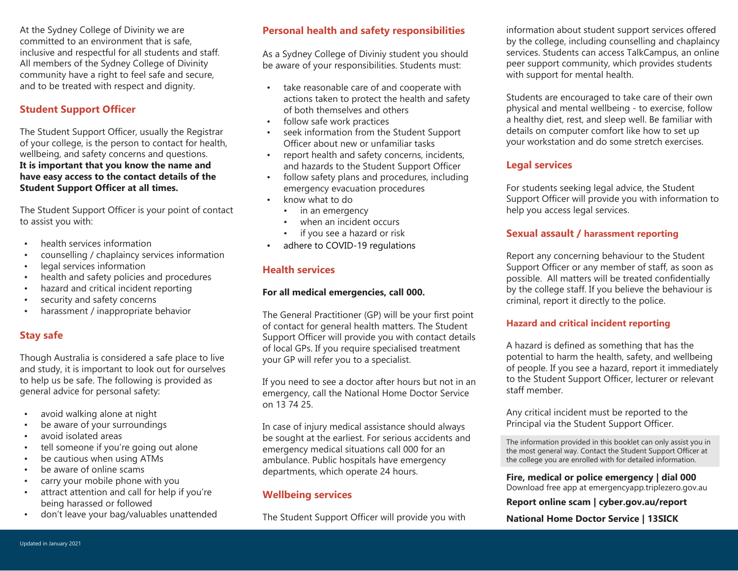At the Sydney College of Divinity we are committed to an environment that is safe, inclusive and respectful for all students and staff. All members of the Sydney College of Divinity community have a right to feel safe and secure, and to be treated with respect and dignity.

## Student Support Officer

The Student Support Officer, usually the Registrar of your college, is the person to contact for health, wellbeing, and safety concerns and questions. **It is important that you know the name and have easy access to the contact details of the Student Support Officer at all times.**

The Student Support Officer is your point of contact to assist you with:

- health services information
- counselling / chaplaincy services information
- legal services information
- health and safety policies and procedures
- hazard and critical incident reporting
- security and safety concerns
- harassment / inappropriate behavior

## Stay safe

Though Australia is considered a safe place to live and study, it is important to look out for ourselves to help us be safe. The following is provided as general advice for personal safety:

- avoid walking alone at night
- be aware of your surroundings
- avoid isolated areas
- tell someone if you're going out alone
- be cautious when using ATMs
- be aware of online scams
- carry your mobile phone with you
- attract attention and call for help if you're being harassed or followed
- don't leave your bag/valuables unattended

## Personal health and safety responsibilities

As a Sydney College of Diviniy student you should be aware of your responsibilities. Students must:

- take reasonable care of and cooperate with actions taken to protect the health and safety of both themselves and others
- follow safe work practices
- seek information from the Student Support Officer about new or unfamiliar tasks
- report health and safety concerns, incidents, and hazards to the Student Support Officer
- follow safety plans and procedures, including emergency evacuation procedures
- know what to do
  - in an emergency
  - when an incident occurs
  - if you see a hazard or risk
- adhere to COVID-19 regulations

## Health services

**For all medical emergencies, call 000.**

The General Practitioner (GP) will be your first point of contact for general health matters. The Student Support Officer will provide you with contact details of local GPs. If you require specialised treatment your GP will refer you to a specialist.

If you need to see a doctor after hours but not in an emergency, call the National Home Doctor Service on 13 74 25.

In case of injury medical assistance should always be sought at the earliest. For serious accidents and emergency medical situations call 000 for an ambulance. Public hospitals have emergency departments, which operate 24 hours.

## Wellbeing services

The Student Support Officer will provide you with information about student support services offered by the college, including counselling and chaplaincy services. Students can access TalkCampus, an online peer support community, which provides students with support for mental health.

Students are encouraged to take care of their own physical and mental wellbeing - to exercise, follow a healthy diet, rest, and sleep well. Be familiar with details on computer comfort like how to set up your workstation and do some stretch exercises.

## Legal services

For students seeking legal advice, the Student Support Officer will provide you with information to help you access legal services.

## Sexual assault / harassment reporting

Report any concerning behaviour to the Student Support Officer or any member of staff, as soon as possible. All matters will be treated confidentially by the college staff. If you believe the behaviour is criminal, report it directly to the police.

## Hazard and critical incident reporting

A hazard is defined as something that has the potential to harm the health, safety, and wellbeing of people. If you see a hazard, report it immediately to the Student Support Officer, lecturer or relevant staff member.

Any critical incident must be reported to the Principal via the Student Support Officer.

The information provided in this booklet can only assist you in the most general way. Contact the Student Support Officer at the college you are enrolled with for detailed information.

**Fire, medical or police emergency | dial 000**
Download free app at emergencyapp.triplezero.gov.au

**Report online scam | cyber.gov.au/report**

**National Home Doctor Service | 13SICK**

Updated in January 2021